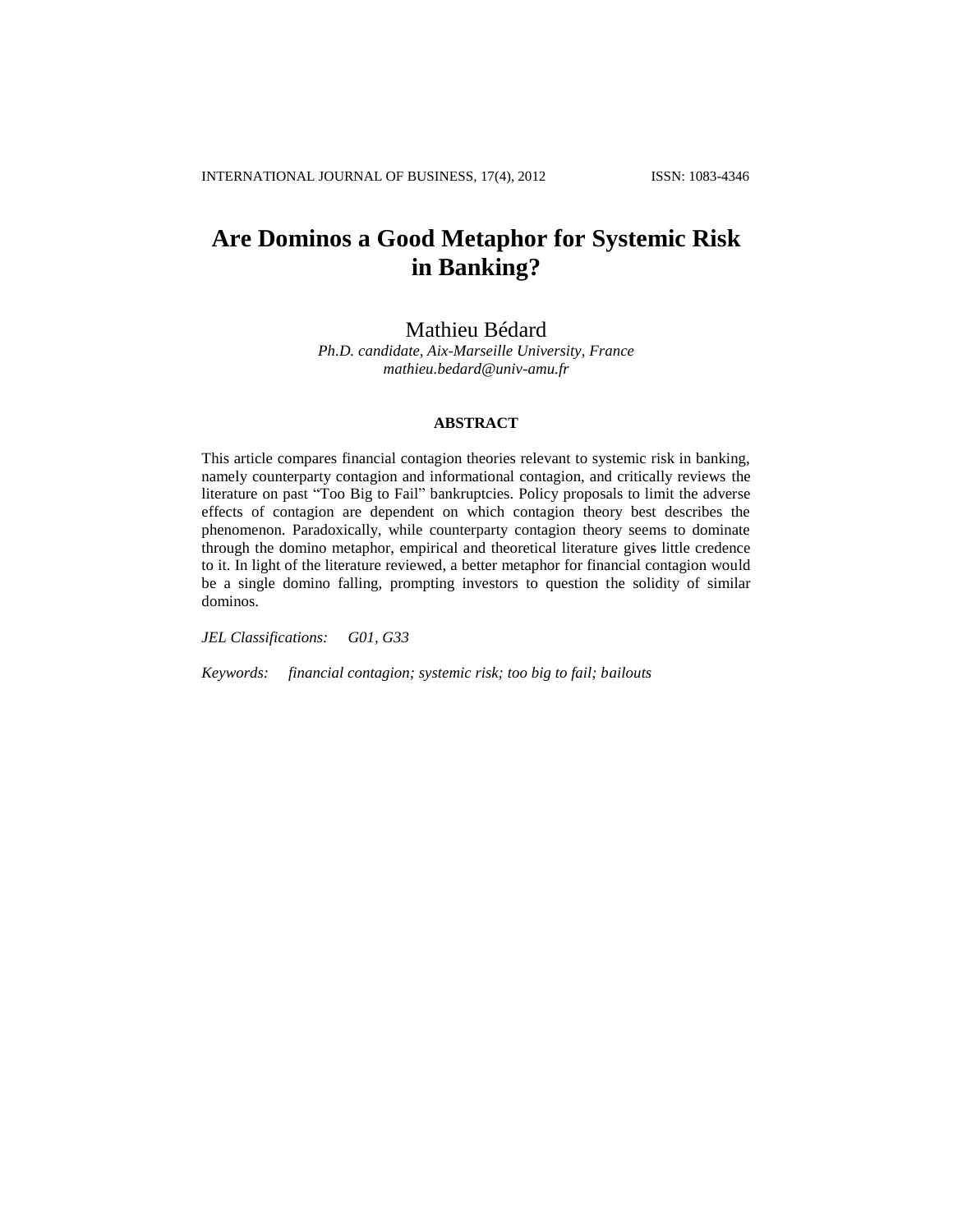# Are Dominos a Good Metaphor for Systemic Risk in Banking?

Mathieu Bédard

*Ph.D. candidate, Aix-Marseille University, France*
*mathieu.bedard@univ-amu.fr*

## ABSTRACT

This article compares financial contagion theories relevant to systemic risk in banking, namely counterparty contagion and informational contagion, and critically reviews the literature on past "Too Big to Fail" bankruptcies. Policy proposals to limit the adverse effects of contagion are dependent on which contagion theory best describes the phenomenon. Paradoxically, while counterparty contagion theory seems to dominate through the domino metaphor, empirical and theoretical literature gives little credence to it. In light of the literature reviewed, a better metaphor for financial contagion would be a single domino falling, prompting investors to question the solidity of similar dominos.

*JEL Classifications:* *G01, G33*

*Keywords:* *financial contagion; systemic risk; too big to fail; bailouts*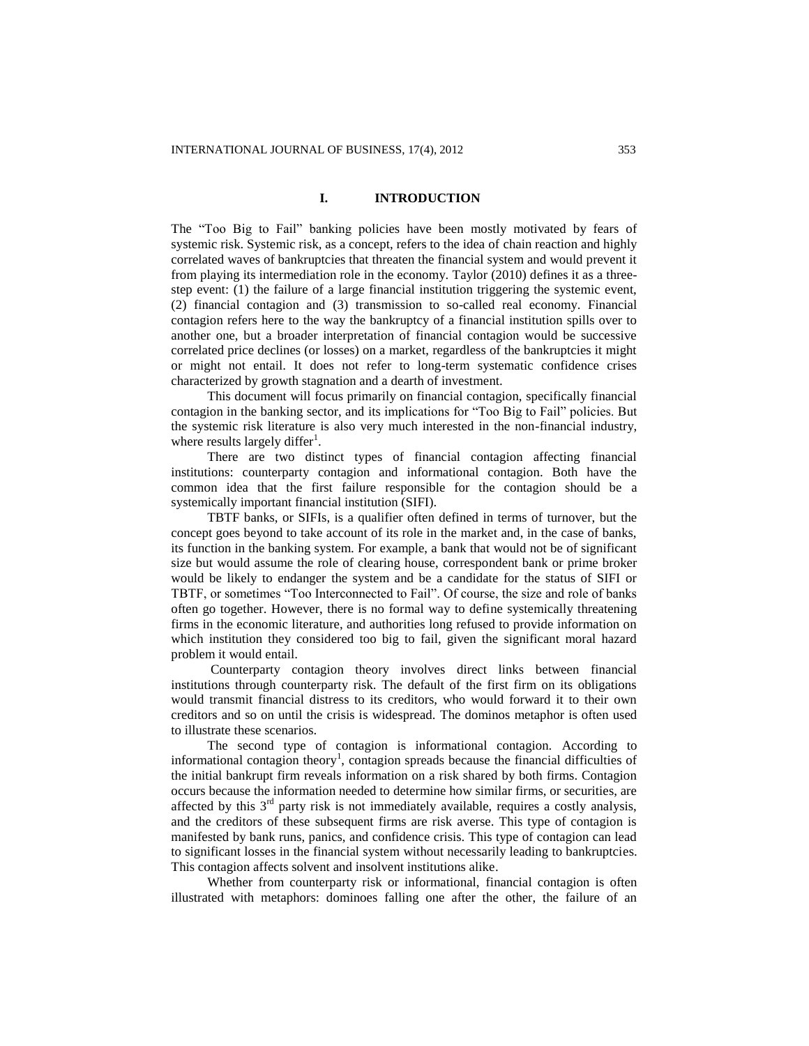# I. INTRODUCTION

The "Too Big to Fail" banking policies have been mostly motivated by fears of systemic risk. Systemic risk, as a concept, refers to the idea of chain reaction and highly correlated waves of bankruptcies that threaten the financial system and would prevent it from playing its intermediation role in the economy. Taylor (2010) defines it as a three-step event: (1) the failure of a large financial institution triggering the systemic event, (2) financial contagion and (3) transmission to so-called real economy. Financial contagion refers here to the way the bankruptcy of a financial institution spills over to another one, but a broader interpretation of financial contagion would be successive correlated price declines (or losses) on a market, regardless of the bankruptcies it might or might not entail. It does not refer to long-term systematic confidence crises characterized by growth stagnation and a dearth of investment.

This document will focus primarily on financial contagion, specifically financial contagion in the banking sector, and its implications for "Too Big to Fail" policies. But the systemic risk literature is also very much interested in the non-financial industry, where results largely differ[1].

There are two distinct types of financial contagion affecting financial institutions: counterparty contagion and informational contagion. Both have the common idea that the first failure responsible for the contagion should be a systemically important financial institution (SIFI).

TBTF banks, or SIFIs, is a qualifier often defined in terms of turnover, but the concept goes beyond to take account of its role in the market and, in the case of banks, its function in the banking system. For example, a bank that would not be of significant size but would assume the role of clearing house, correspondent bank or prime broker would be likely to endanger the system and be a candidate for the status of SIFI or TBTF, or sometimes "Too Interconnected to Fail". Of course, the size and role of banks often go together. However, there is no formal way to define systemically threatening firms in the economic literature, and authorities long refused to provide information on which institution they considered too big to fail, given the significant moral hazard problem it would entail.

Counterparty contagion theory involves direct links between financial institutions through counterparty risk. The default of the first firm on its obligations would transmit financial distress to its creditors, who would forward it to their own creditors and so on until the crisis is widespread. The dominos metaphor is often used to illustrate these scenarios.

The second type of contagion is informational contagion. According to informational contagion theory[1], contagion spreads because the financial difficulties of the initial bankrupt firm reveals information on a risk shared by both firms. Contagion occurs because the information needed to determine how similar firms, or securities, are affected by this 3rd party risk is not immediately available, requires a costly analysis, and the creditors of these subsequent firms are risk averse. This type of contagion is manifested by bank runs, panics, and confidence crisis. This type of contagion can lead to significant losses in the financial system without necessarily leading to bankruptcies. This contagion affects solvent and insolvent institutions alike.

Whether from counterparty risk or informational, financial contagion is often illustrated with metaphors: dominoes falling one after the other, the failure of an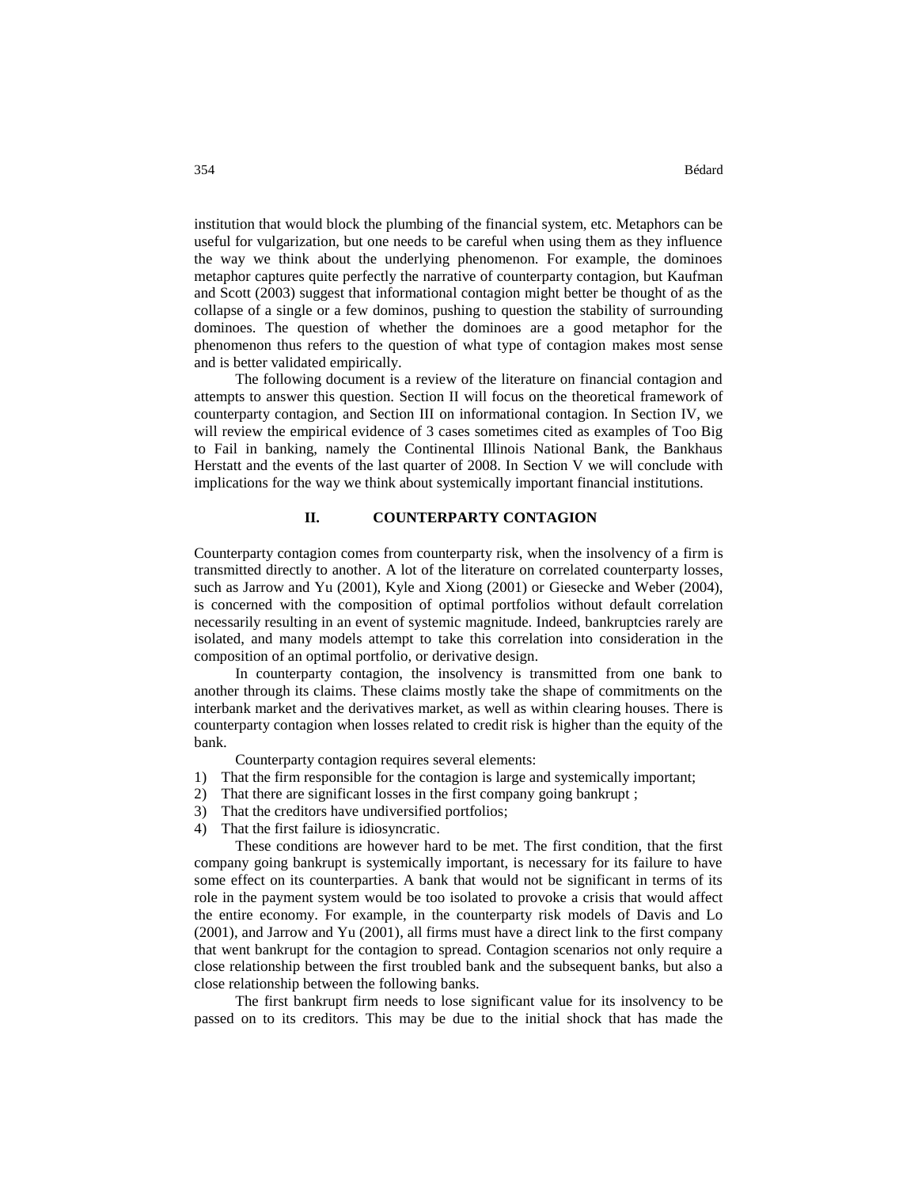institution that would block the plumbing of the financial system, etc. Metaphors can be useful for vulgarization, but one needs to be careful when using them as they influence the way we think about the underlying phenomenon. For example, the dominoes metaphor captures quite perfectly the narrative of counterparty contagion, but Kaufman and Scott (2003) suggest that informational contagion might better be thought of as the collapse of a single or a few dominos, pushing to question the stability of surrounding dominoes. The question of whether the dominoes are a good metaphor for the phenomenon thus refers to the question of what type of contagion makes most sense and is better validated empirically.

The following document is a review of the literature on financial contagion and attempts to answer this question. Section II will focus on the theoretical framework of counterparty contagion, and Section III on informational contagion. In Section IV, we will review the empirical evidence of 3 cases sometimes cited as examples of Too Big to Fail in banking, namely the Continental Illinois National Bank, the Bankhaus Herstatt and the events of the last quarter of 2008. In Section V we will conclude with implications for the way we think about systemically important financial institutions.

## II. COUNTERPARTY CONTAGION

Counterparty contagion comes from counterparty risk, when the insolvency of a firm is transmitted directly to another. A lot of the literature on correlated counterparty losses, such as Jarrow and Yu (2001), Kyle and Xiong (2001) or Giesecke and Weber (2004), is concerned with the composition of optimal portfolios without default correlation necessarily resulting in an event of systemic magnitude. Indeed, bankruptcies rarely are isolated, and many models attempt to take this correlation into consideration in the composition of an optimal portfolio, or derivative design.

In counterparty contagion, the insolvency is transmitted from one bank to another through its claims. These claims mostly take the shape of commitments on the interbank market and the derivatives market, as well as within clearing houses. There is counterparty contagion when losses related to credit risk is higher than the equity of the bank.

Counterparty contagion requires several elements:

1) That the firm responsible for the contagion is large and systemically important;
2) That there are significant losses in the first company going bankrupt ;
3) That the creditors have undiversified portfolios;
4) That the first failure is idiosyncratic.

These conditions are however hard to be met. The first condition, that the first company going bankrupt is systemically important, is necessary for its failure to have some effect on its counterparties. A bank that would not be significant in terms of its role in the payment system would be too isolated to provoke a crisis that would affect the entire economy. For example, in the counterparty risk models of Davis and Lo (2001), and Jarrow and Yu (2001), all firms must have a direct link to the first company that went bankrupt for the contagion to spread. Contagion scenarios not only require a close relationship between the first troubled bank and the subsequent banks, but also a close relationship between the following banks.

The first bankrupt firm needs to lose significant value for its insolvency to be passed on to its creditors. This may be due to the initial shock that has made the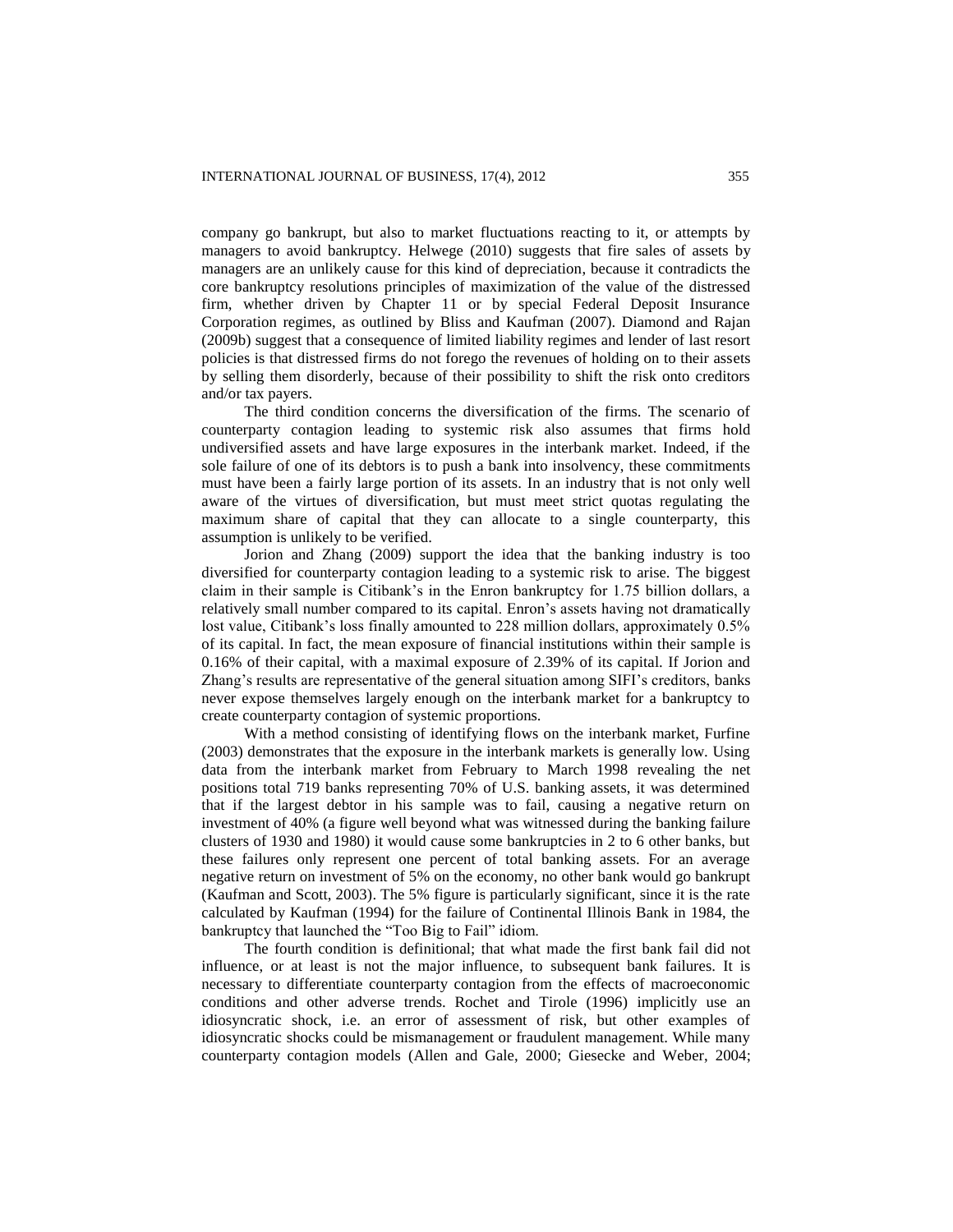company go bankrupt, but also to market fluctuations reacting to it, or attempts by managers to avoid bankruptcy. Helwege (2010) suggests that fire sales of assets by managers are an unlikely cause for this kind of depreciation, because it contradicts the core bankruptcy resolutions principles of maximization of the value of the distressed firm, whether driven by Chapter 11 or by special Federal Deposit Insurance Corporation regimes, as outlined by Bliss and Kaufman (2007). Diamond and Rajan (2009b) suggest that a consequence of limited liability regimes and lender of last resort policies is that distressed firms do not forego the revenues of holding on to their assets by selling them disorderly, because of their possibility to shift the risk onto creditors and/or tax payers.

The third condition concerns the diversification of the firms. The scenario of counterparty contagion leading to systemic risk also assumes that firms hold undiversified assets and have large exposures in the interbank market. Indeed, if the sole failure of one of its debtors is to push a bank into insolvency, these commitments must have been a fairly large portion of its assets. In an industry that is not only well aware of the virtues of diversification, but must meet strict quotas regulating the maximum share of capital that they can allocate to a single counterparty, this assumption is unlikely to be verified.

Jorion and Zhang (2009) support the idea that the banking industry is too diversified for counterparty contagion leading to a systemic risk to arise. The biggest claim in their sample is Citibank's in the Enron bankruptcy for 1.75 billion dollars, a relatively small number compared to its capital. Enron's assets having not dramatically lost value, Citibank's loss finally amounted to 228 million dollars, approximately 0.5% of its capital. In fact, the mean exposure of financial institutions within their sample is 0.16% of their capital, with a maximal exposure of 2.39% of its capital. If Jorion and Zhang's results are representative of the general situation among SIFI's creditors, banks never expose themselves largely enough on the interbank market for a bankruptcy to create counterparty contagion of systemic proportions.

With a method consisting of identifying flows on the interbank market, Furfine (2003) demonstrates that the exposure in the interbank markets is generally low. Using data from the interbank market from February to March 1998 revealing the net positions total 719 banks representing 70% of U.S. banking assets, it was determined that if the largest debtor in his sample was to fail, causing a negative return on investment of 40% (a figure well beyond what was witnessed during the banking failure clusters of 1930 and 1980) it would cause some bankruptcies in 2 to 6 other banks, but these failures only represent one percent of total banking assets. For an average negative return on investment of 5% on the economy, no other bank would go bankrupt (Kaufman and Scott, 2003). The 5% figure is particularly significant, since it is the rate calculated by Kaufman (1994) for the failure of Continental Illinois Bank in 1984, the bankruptcy that launched the "Too Big to Fail" idiom.

The fourth condition is definitional; that what made the first bank fail did not influence, or at least is not the major influence, to subsequent bank failures. It is necessary to differentiate counterparty contagion from the effects of macroeconomic conditions and other adverse trends. Rochet and Tirole (1996) implicitly use an idiosyncratic shock, i.e. an error of assessment of risk, but other examples of idiosyncratic shocks could be mismanagement or fraudulent management. While many counterparty contagion models (Allen and Gale, 2000; Giesecke and Weber, 2004;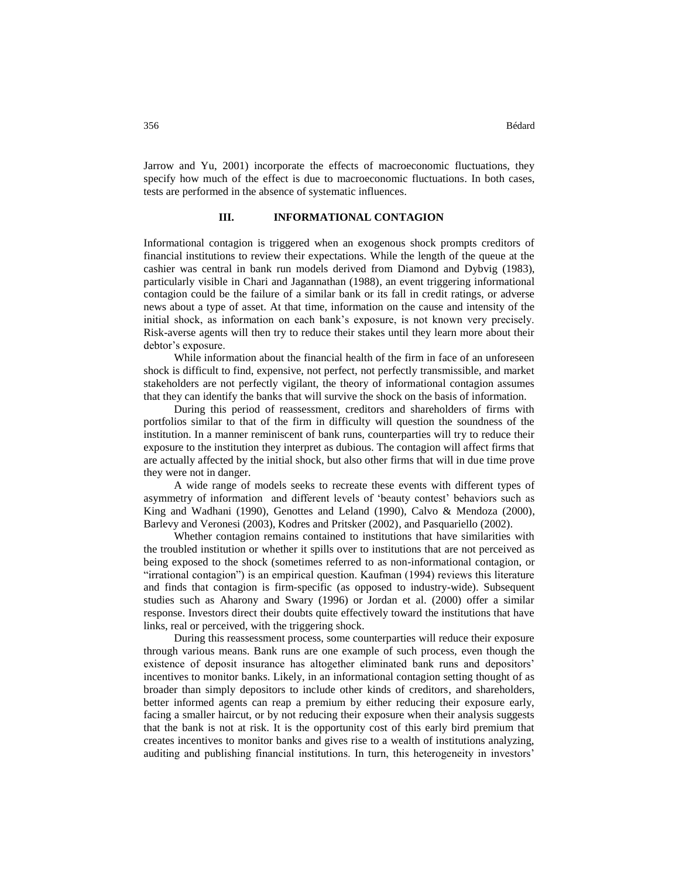Jarrow and Yu, 2001) incorporate the effects of macroeconomic fluctuations, they specify how much of the effect is due to macroeconomic fluctuations. In both cases, tests are performed in the absence of systematic influences.

## III. INFORMATIONAL CONTAGION

Informational contagion is triggered when an exogenous shock prompts creditors of financial institutions to review their expectations. While the length of the queue at the cashier was central in bank run models derived from Diamond and Dybvig (1983), particularly visible in Chari and Jagannathan (1988), an event triggering informational contagion could be the failure of a similar bank or its fall in credit ratings, or adverse news about a type of asset. At that time, information on the cause and intensity of the initial shock, as information on each bank's exposure, is not known very precisely. Risk-averse agents will then try to reduce their stakes until they learn more about their debtor's exposure.

While information about the financial health of the firm in face of an unforeseen shock is difficult to find, expensive, not perfect, not perfectly transmissible, and market stakeholders are not perfectly vigilant, the theory of informational contagion assumes that they can identify the banks that will survive the shock on the basis of information.

During this period of reassessment, creditors and shareholders of firms with portfolios similar to that of the firm in difficulty will question the soundness of the institution. In a manner reminiscent of bank runs, counterparties will try to reduce their exposure to the institution they interpret as dubious. The contagion will affect firms that are actually affected by the initial shock, but also other firms that will in due time prove they were not in danger.

A wide range of models seeks to recreate these events with different types of asymmetry of information and different levels of 'beauty contest' behaviors such as King and Wadhani (1990), Genottes and Leland (1990), Calvo & Mendoza (2000), Barlevy and Veronesi (2003), Kodres and Pritsker (2002), and Pasquariello (2002).

Whether contagion remains contained to institutions that have similarities with the troubled institution or whether it spills over to institutions that are not perceived as being exposed to the shock (sometimes referred to as non-informational contagion, or "irrational contagion") is an empirical question. Kaufman (1994) reviews this literature and finds that contagion is firm-specific (as opposed to industry-wide). Subsequent studies such as Aharony and Swary (1996) or Jordan et al. (2000) offer a similar response. Investors direct their doubts quite effectively toward the institutions that have links, real or perceived, with the triggering shock.

During this reassessment process, some counterparties will reduce their exposure through various means. Bank runs are one example of such process, even though the existence of deposit insurance has altogether eliminated bank runs and depositors' incentives to monitor banks. Likely, in an informational contagion setting thought of as broader than simply depositors to include other kinds of creditors, and shareholders, better informed agents can reap a premium by either reducing their exposure early, facing a smaller haircut, or by not reducing their exposure when their analysis suggests that the bank is not at risk. It is the opportunity cost of this early bird premium that creates incentives to monitor banks and gives rise to a wealth of institutions analyzing, auditing and publishing financial institutions. In turn, this heterogeneity in investors'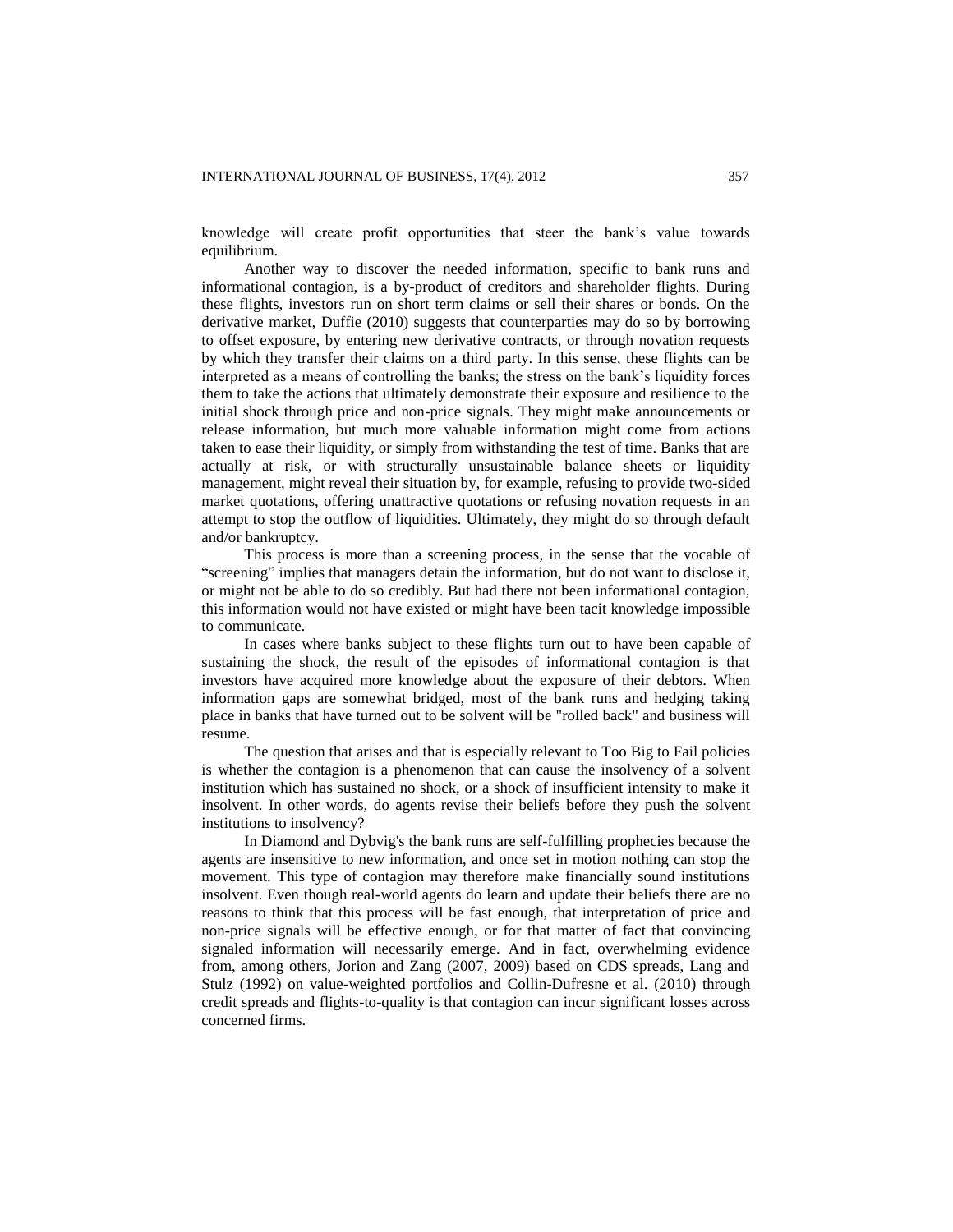knowledge will create profit opportunities that steer the bank's value towards equilibrium.

Another way to discover the needed information, specific to bank runs and informational contagion, is a by-product of creditors and shareholder flights. During these flights, investors run on short term claims or sell their shares or bonds. On the derivative market, Duffie (2010) suggests that counterparties may do so by borrowing to offset exposure, by entering new derivative contracts, or through novation requests by which they transfer their claims on a third party. In this sense, these flights can be interpreted as a means of controlling the banks; the stress on the bank's liquidity forces them to take the actions that ultimately demonstrate their exposure and resilience to the initial shock through price and non-price signals. They might make announcements or release information, but much more valuable information might come from actions taken to ease their liquidity, or simply from withstanding the test of time. Banks that are actually at risk, or with structurally unsustainable balance sheets or liquidity management, might reveal their situation by, for example, refusing to provide two-sided market quotations, offering unattractive quotations or refusing novation requests in an attempt to stop the outflow of liquidities. Ultimately, they might do so through default and/or bankruptcy.

This process is more than a screening process, in the sense that the vocable of "screening" implies that managers detain the information, but do not want to disclose it, or might not be able to do so credibly. But had there not been informational contagion, this information would not have existed or might have been tacit knowledge impossible to communicate.

In cases where banks subject to these flights turn out to have been capable of sustaining the shock, the result of the episodes of informational contagion is that investors have acquired more knowledge about the exposure of their debtors. When information gaps are somewhat bridged, most of the bank runs and hedging taking place in banks that have turned out to be solvent will be "rolled back" and business will resume.

The question that arises and that is especially relevant to Too Big to Fail policies is whether the contagion is a phenomenon that can cause the insolvency of a solvent institution which has sustained no shock, or a shock of insufficient intensity to make it insolvent. In other words, do agents revise their beliefs before they push the solvent institutions to insolvency?

In Diamond and Dybvig's the bank runs are self-fulfilling prophecies because the agents are insensitive to new information, and once set in motion nothing can stop the movement. This type of contagion may therefore make financially sound institutions insolvent. Even though real-world agents do learn and update their beliefs there are no reasons to think that this process will be fast enough, that interpretation of price and non-price signals will be effective enough, or for that matter of fact that convincing signaled information will necessarily emerge. And in fact, overwhelming evidence from, among others, Jorion and Zang (2007, 2009) based on CDS spreads, Lang and Stulz (1992) on value-weighted portfolios and Collin-Dufresne et al. (2010) through credit spreads and flights-to-quality is that contagion can incur significant losses across concerned firms.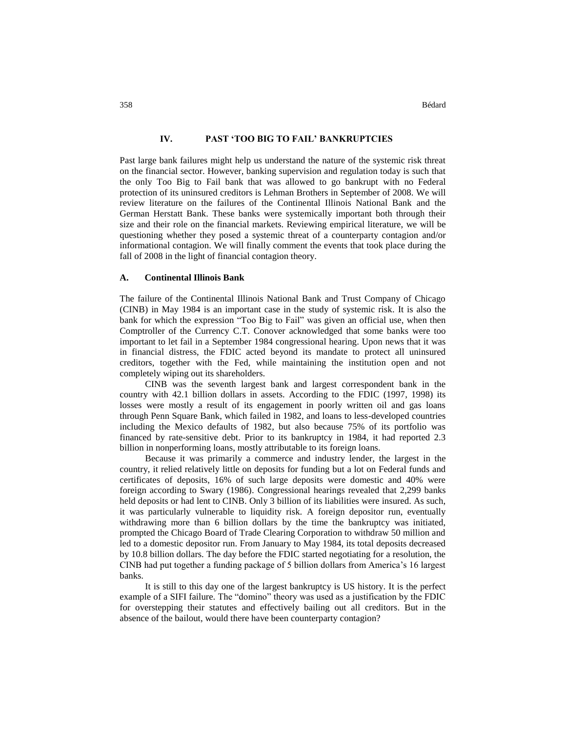## IV. PAST 'TOO BIG TO FAIL' BANKRUPTCIES

Past large bank failures might help us understand the nature of the systemic risk threat on the financial sector. However, banking supervision and regulation today is such that the only Too Big to Fail bank that was allowed to go bankrupt with no Federal protection of its uninsured creditors is Lehman Brothers in September of 2008. We will review literature on the failures of the Continental Illinois National Bank and the German Herstatt Bank. These banks were systemically important both through their size and their role on the financial markets. Reviewing empirical literature, we will be questioning whether they posed a systemic threat of a counterparty contagion and/or informational contagion. We will finally comment the events that took place during the fall of 2008 in the light of financial contagion theory.

### A. Continental Illinois Bank

The failure of the Continental Illinois National Bank and Trust Company of Chicago (CINB) in May 1984 is an important case in the study of systemic risk. It is also the bank for which the expression "Too Big to Fail" was given an official use, when then Comptroller of the Currency C.T. Conover acknowledged that some banks were too important to let fail in a September 1984 congressional hearing. Upon news that it was in financial distress, the FDIC acted beyond its mandate to protect all uninsured creditors, together with the Fed, while maintaining the institution open and not completely wiping out its shareholders.

CINB was the seventh largest bank and largest correspondent bank in the country with 42.1 billion dollars in assets. According to the FDIC (1997, 1998) its losses were mostly a result of its engagement in poorly written oil and gas loans through Penn Square Bank, which failed in 1982, and loans to less-developed countries including the Mexico defaults of 1982, but also because 75% of its portfolio was financed by rate-sensitive debt. Prior to its bankruptcy in 1984, it had reported 2.3 billion in nonperforming loans, mostly attributable to its foreign loans.

Because it was primarily a commerce and industry lender, the largest in the country, it relied relatively little on deposits for funding but a lot on Federal funds and certificates of deposits, 16% of such large deposits were domestic and 40% were foreign according to Swary (1986). Congressional hearings revealed that 2,299 banks held deposits or had lent to CINB. Only 3 billion of its liabilities were insured. As such, it was particularly vulnerable to liquidity risk. A foreign depositor run, eventually withdrawing more than 6 billion dollars by the time the bankruptcy was initiated, prompted the Chicago Board of Trade Clearing Corporation to withdraw 50 million and led to a domestic depositor run. From January to May 1984, its total deposits decreased by 10.8 billion dollars. The day before the FDIC started negotiating for a resolution, the CINB had put together a funding package of 5 billion dollars from America's 16 largest banks.

It is still to this day one of the largest bankruptcy is US history. It is the perfect example of a SIFI failure. The "domino" theory was used as a justification by the FDIC for overstepping their statutes and effectively bailing out all creditors. But in the absence of the bailout, would there have been counterparty contagion?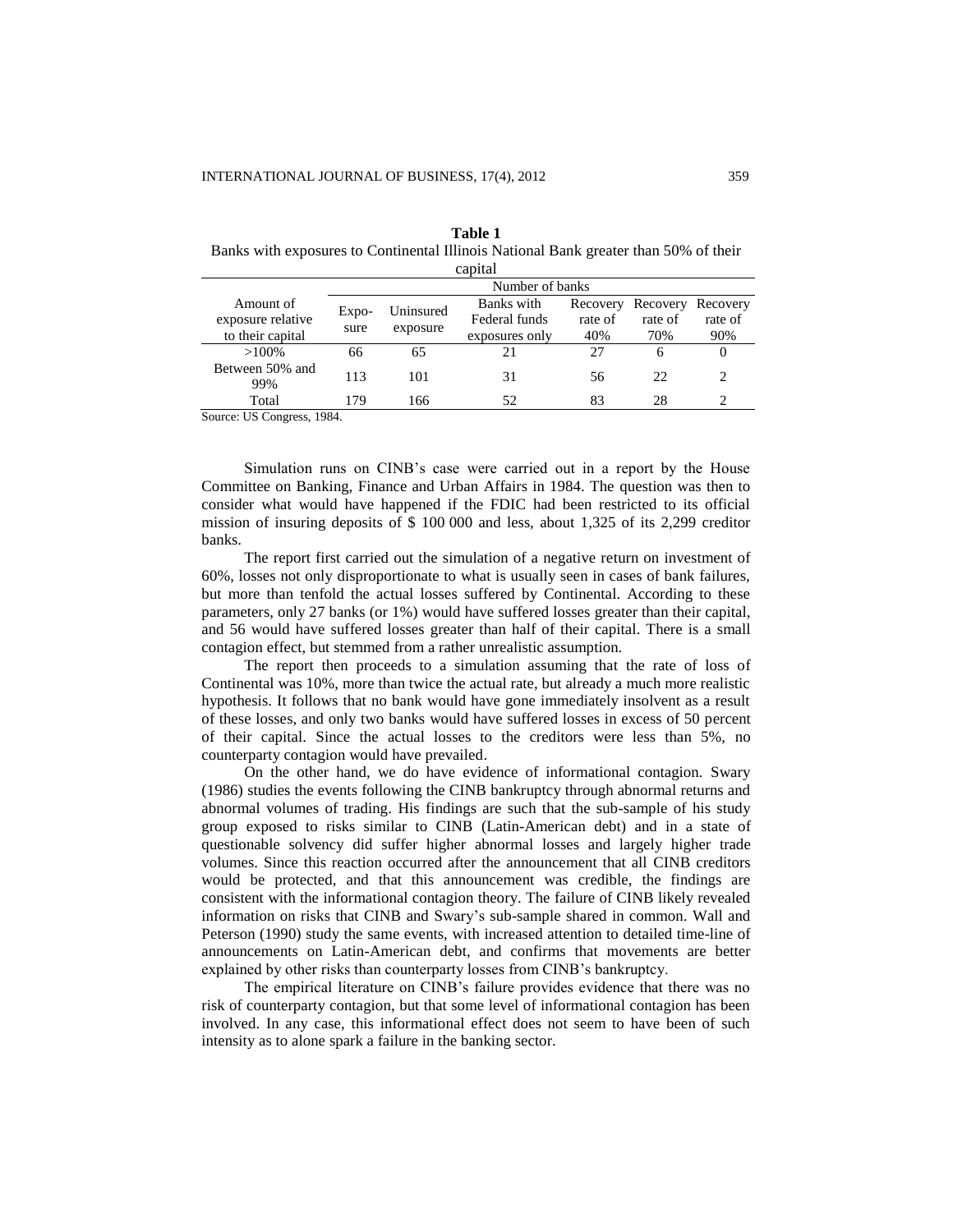**Table 1**

Banks with exposures to Continental Illinois National Bank greater than 50% of their capital

| Amount of exposure relative to their capital | Number of banks | | | | | |
|---|---|---|---|---|---|---|
| | Exposure | Uninsured exposure | Banks with Federal funds exposures only | Recovery rate of 40% | Recovery rate of 70% | Recovery rate of 90% |
| >100% | 66 | 65 | 21 | 27 | 6 | 0 |
| Between 50% and 99% | 113 | 101 | 31 | 56 | 22 | 2 |
| Total | 179 | 166 | 52 | 83 | 28 | 2 |

Source: US Congress, 1984.

Simulation runs on CINB's case were carried out in a report by the House Committee on Banking, Finance and Urban Affairs in 1984. The question was then to consider what would have happened if the FDIC had been restricted to its official mission of insuring deposits of \$ 100 000 and less, about 1,325 of its 2,299 creditor banks.

The report first carried out the simulation of a negative return on investment of 60%, losses not only disproportionate to what is usually seen in cases of bank failures, but more than tenfold the actual losses suffered by Continental. According to these parameters, only 27 banks (or 1%) would have suffered losses greater than their capital, and 56 would have suffered losses greater than half of their capital. There is a small contagion effect, but stemmed from a rather unrealistic assumption.

The report then proceeds to a simulation assuming that the rate of loss of Continental was 10%, more than twice the actual rate, but already a much more realistic hypothesis. It follows that no bank would have gone immediately insolvent as a result of these losses, and only two banks would have suffered losses in excess of 50 percent of their capital. Since the actual losses to the creditors were less than 5%, no counterparty contagion would have prevailed.

On the other hand, we do have evidence of informational contagion. Swary (1986) studies the events following the CINB bankruptcy through abnormal returns and abnormal volumes of trading. His findings are such that the sub-sample of his study group exposed to risks similar to CINB (Latin-American debt) and in a state of questionable solvency did suffer higher abnormal losses and largely higher trade volumes. Since this reaction occurred after the announcement that all CINB creditors would be protected, and that this announcement was credible, the findings are consistent with the informational contagion theory. The failure of CINB likely revealed information on risks that CINB and Swary's sub-sample shared in common. Wall and Peterson (1990) study the same events, with increased attention to detailed time-line of announcements on Latin-American debt, and confirms that movements are better explained by other risks than counterparty losses from CINB's bankruptcy.

The empirical literature on CINB's failure provides evidence that there was no risk of counterparty contagion, but that some level of informational contagion has been involved. In any case, this informational effect does not seem to have been of such intensity as to alone spark a failure in the banking sector.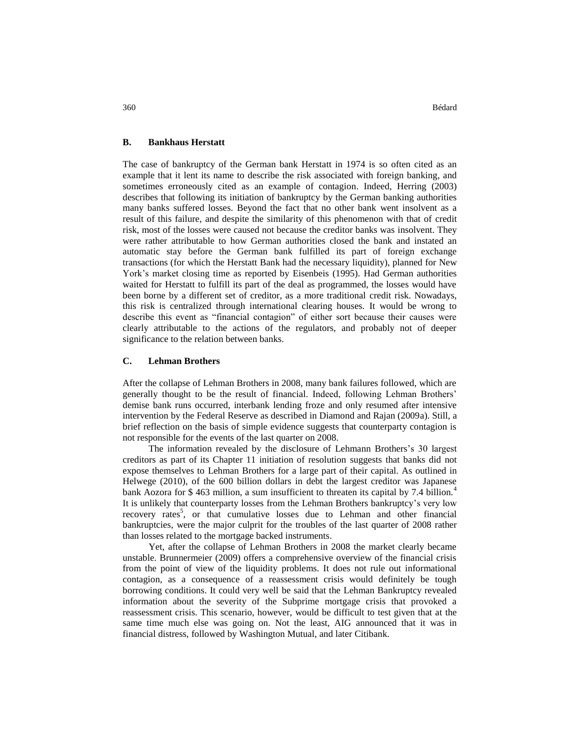### B. Bankhaus Herstatt

The case of bankruptcy of the German bank Herstatt in 1974 is so often cited as an example that it lent its name to describe the risk associated with foreign banking, and sometimes erroneously cited as an example of contagion. Indeed, Herring (2003) describes that following its initiation of bankruptcy by the German banking authorities many banks suffered losses. Beyond the fact that no other bank went insolvent as a result of this failure, and despite the similarity of this phenomenon with that of credit risk, most of the losses were caused not because the creditor banks was insolvent. They were rather attributable to how German authorities closed the bank and instated an automatic stay before the German bank fulfilled its part of foreign exchange transactions (for which the Herstatt Bank had the necessary liquidity), planned for New York's market closing time as reported by Eisenbeis (1995). Had German authorities waited for Herstatt to fulfill its part of the deal as programmed, the losses would have been borne by a different set of creditor, as a more traditional credit risk. Nowadays, this risk is centralized through international clearing houses. It would be wrong to describe this event as "financial contagion" of either sort because their causes were clearly attributable to the actions of the regulators, and probably not of deeper significance to the relation between banks.

### C. Lehman Brothers

After the collapse of Lehman Brothers in 2008, many bank failures followed, which are generally thought to be the result of financial. Indeed, following Lehman Brothers' demise bank runs occurred, interbank lending froze and only resumed after intensive intervention by the Federal Reserve as described in Diamond and Rajan (2009a). Still, a brief reflection on the basis of simple evidence suggests that counterparty contagion is not responsible for the events of the last quarter on 2008.

The information revealed by the disclosure of Lehmann Brothers's 30 largest creditors as part of its Chapter 11 initiation of resolution suggests that banks did not expose themselves to Lehman Brothers for a large part of their capital. As outlined in Helwege (2010), of the 600 billion dollars in debt the largest creditor was Japanese bank Aozora for $ 463 million, a sum insufficient to threaten its capital by 7.4 billion.[4] It is unlikely that counterparty losses from the Lehman Brothers bankruptcy's very low recovery rates[5], or that cumulative losses due to Lehman and other financial bankruptcies, were the major culprit for the troubles of the last quarter of 2008 rather than losses related to the mortgage backed instruments.

Yet, after the collapse of Lehman Brothers in 2008 the market clearly became unstable. Brunnermeier (2009) offers a comprehensive overview of the financial crisis from the point of view of the liquidity problems. It does not rule out informational contagion, as a consequence of a reassessment crisis would definitely be tough borrowing conditions. It could very well be said that the Lehman Bankruptcy revealed information about the severity of the Subprime mortgage crisis that provoked a reassessment crisis. This scenario, however, would be difficult to test given that at the same time much else was going on. Not the least, AIG announced that it was in financial distress, followed by Washington Mutual, and later Citibank.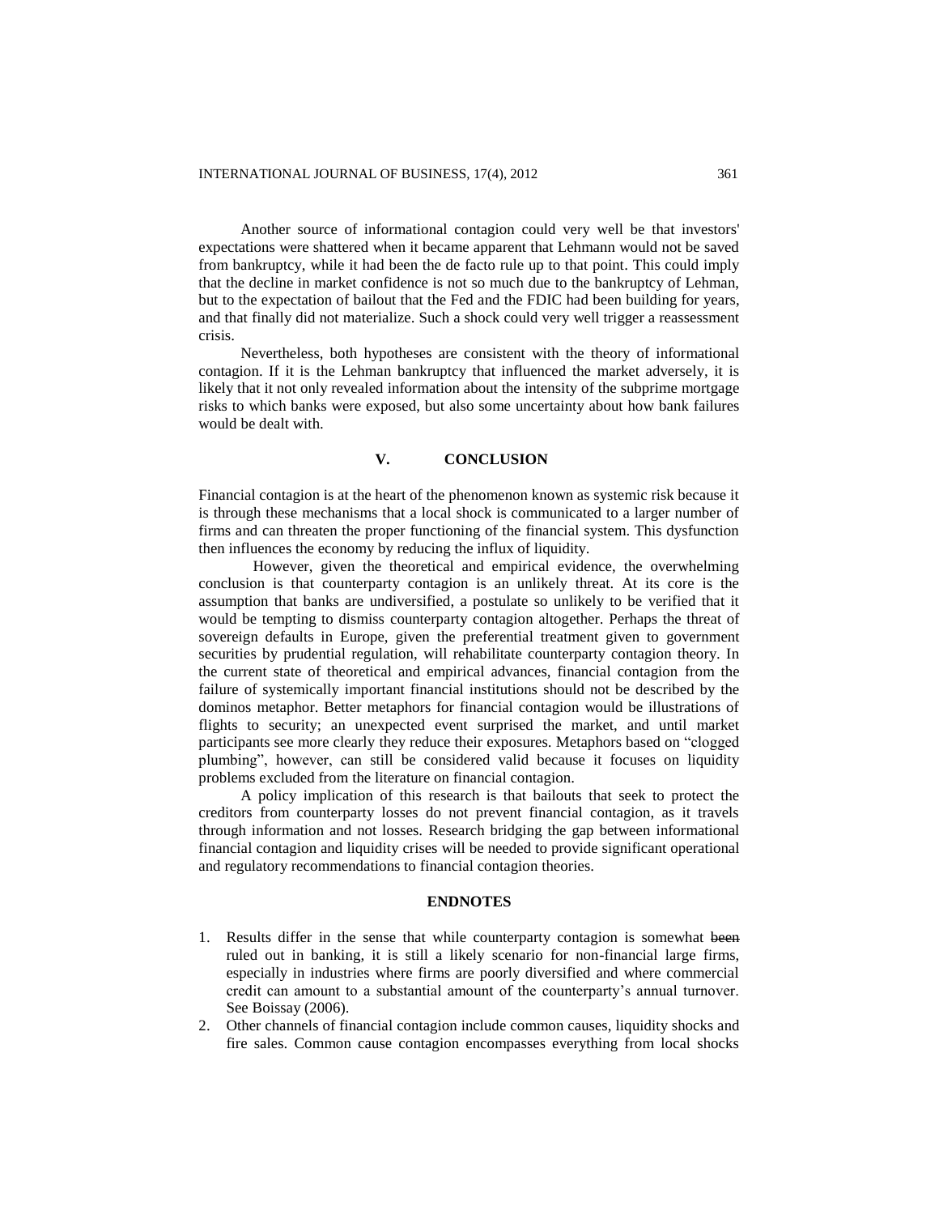Another source of informational contagion could very well be that investors' expectations were shattered when it became apparent that Lehmann would not be saved from bankruptcy, while it had been the de facto rule up to that point. This could imply that the decline in market confidence is not so much due to the bankruptcy of Lehman, but to the expectation of bailout that the Fed and the FDIC had been building for years, and that finally did not materialize. Such a shock could very well trigger a reassessment crisis.

Nevertheless, both hypotheses are consistent with the theory of informational contagion. If it is the Lehman bankruptcy that influenced the market adversely, it is likely that it not only revealed information about the intensity of the subprime mortgage risks to which banks were exposed, but also some uncertainty about how bank failures would be dealt with.

## V. CONCLUSION

Financial contagion is at the heart of the phenomenon known as systemic risk because it is through these mechanisms that a local shock is communicated to a larger number of firms and can threaten the proper functioning of the financial system. This dysfunction then influences the economy by reducing the influx of liquidity.

However, given the theoretical and empirical evidence, the overwhelming conclusion is that counterparty contagion is an unlikely threat. At its core is the assumption that banks are undiversified, a postulate so unlikely to be verified that it would be tempting to dismiss counterparty contagion altogether. Perhaps the threat of sovereign defaults in Europe, given the preferential treatment given to government securities by prudential regulation, will rehabilitate counterparty contagion theory. In the current state of theoretical and empirical advances, financial contagion from the failure of systemically important financial institutions should not be described by the dominos metaphor. Better metaphors for financial contagion would be illustrations of flights to security; an unexpected event surprised the market, and until market participants see more clearly they reduce their exposures. Metaphors based on "clogged plumbing", however, can still be considered valid because it focuses on liquidity problems excluded from the literature on financial contagion.

A policy implication of this research is that bailouts that seek to protect the creditors from counterparty losses do not prevent financial contagion, as it travels through information and not losses. Research bridging the gap between informational financial contagion and liquidity crises will be needed to provide significant operational and regulatory recommendations to financial contagion theories.

### ENDNOTES

1. Results differ in the sense that while counterparty contagion is somewhat ~~been~~ ruled out in banking, it is still a likely scenario for non-financial large firms, especially in industries where firms are poorly diversified and where commercial credit can amount to a substantial amount of the counterparty's annual turnover. See Boissay (2006).
2. Other channels of financial contagion include common causes, liquidity shocks and fire sales. Common cause contagion encompasses everything from local shocks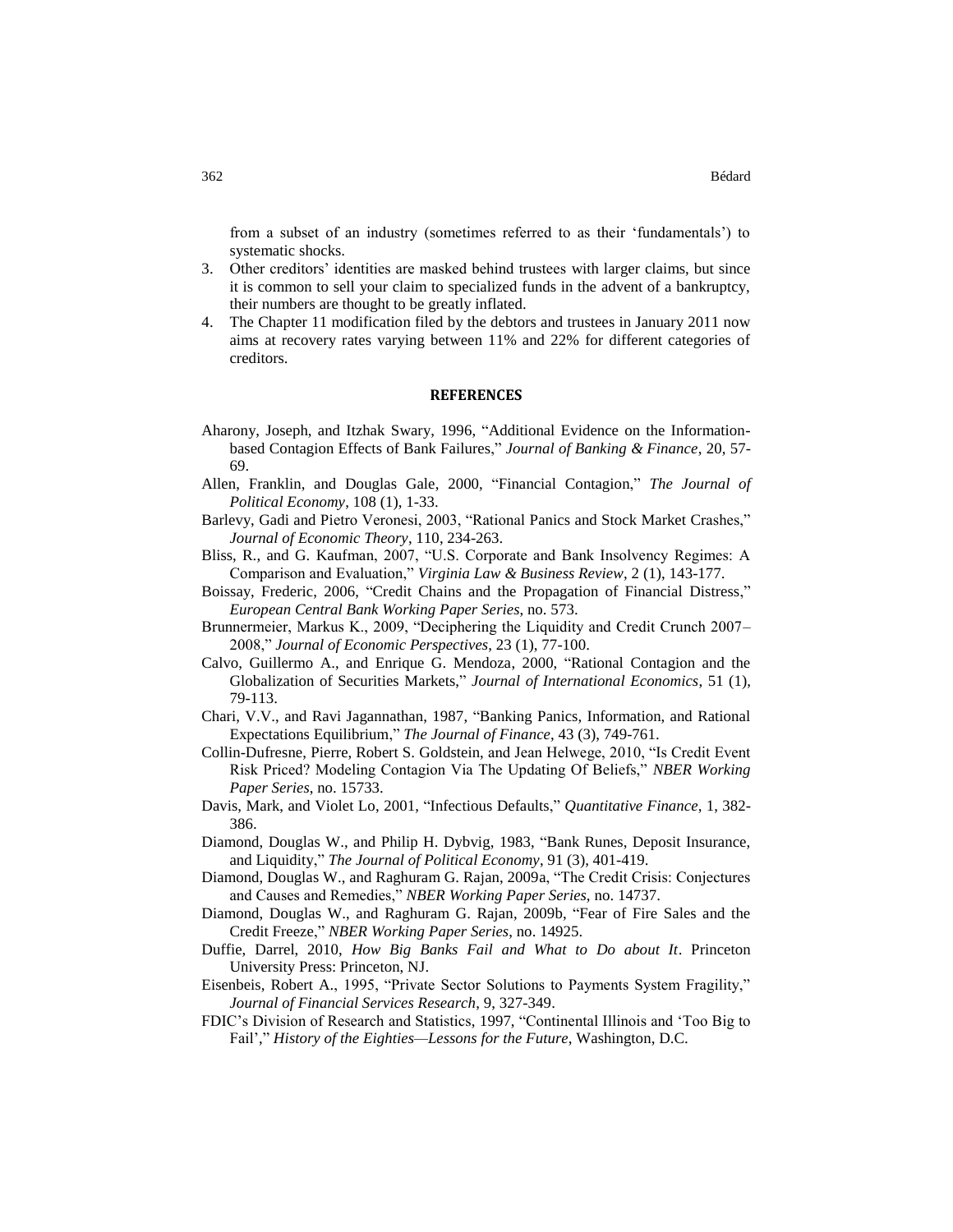from a subset of an industry (sometimes referred to as their 'fundamentals') to systematic shocks.

3. Other creditors' identities are masked behind trustees with larger claims, but since it is common to sell your claim to specialized funds in the advent of a bankruptcy, their numbers are thought to be greatly inflated.
4. The Chapter 11 modification filed by the debtors and trustees in January 2011 now aims at recovery rates varying between 11% and 22% for different categories of creditors.

## REFERENCES

Aharony, Joseph, and Itzhak Swary, 1996, "Additional Evidence on the Information-based Contagion Effects of Bank Failures," *Journal of Banking & Finance*, 20, 57-69.

Allen, Franklin, and Douglas Gale, 2000, "Financial Contagion," *The Journal of Political Economy*, 108 (1), 1-33.

Barlevy, Gadi and Pietro Veronesi, 2003, "Rational Panics and Stock Market Crashes," *Journal of Economic Theory*, 110, 234-263.

Bliss, R., and G. Kaufman, 2007, "U.S. Corporate and Bank Insolvency Regimes: A Comparison and Evaluation," *Virginia Law & Business Review*, 2 (1), 143-177.

Boissay, Frederic, 2006, "Credit Chains and the Propagation of Financial Distress," *European Central Bank Working Paper Series*, no. 573.

Brunnermeier, Markus K., 2009, "Deciphering the Liquidity and Credit Crunch 2007–2008," *Journal of Economic Perspectives*, 23 (1), 77-100.

Calvo, Guillermo A., and Enrique G. Mendoza, 2000, "Rational Contagion and the Globalization of Securities Markets," *Journal of International Economics*, 51 (1), 79-113.

Chari, V.V., and Ravi Jagannathan, 1987, "Banking Panics, Information, and Rational Expectations Equilibrium," *The Journal of Finance*, 43 (3), 749-761.

Collin-Dufresne, Pierre, Robert S. Goldstein, and Jean Helwege, 2010, "Is Credit Event Risk Priced? Modeling Contagion Via The Updating Of Beliefs," *NBER Working Paper Series*, no. 15733.

Davis, Mark, and Violet Lo, 2001, "Infectious Defaults," *Quantitative Finance*, 1, 382-386.

Diamond, Douglas W., and Philip H. Dybvig, 1983, "Bank Runes, Deposit Insurance, and Liquidity," *The Journal of Political Economy*, 91 (3), 401-419.

Diamond, Douglas W., and Raghuram G. Rajan, 2009a, "The Credit Crisis: Conjectures and Causes and Remedies," *NBER Working Paper Series*, no. 14737.

Diamond, Douglas W., and Raghuram G. Rajan, 2009b, "Fear of Fire Sales and the Credit Freeze," *NBER Working Paper Series*, no. 14925.

Duffie, Darrel, 2010, *How Big Banks Fail and What to Do about It*. Princeton University Press: Princeton, NJ.

Eisenbeis, Robert A., 1995, "Private Sector Solutions to Payments System Fragility," *Journal of Financial Services Research*, 9, 327-349.

FDIC's Division of Research and Statistics, 1997, "Continental Illinois and 'Too Big to Fail'," *History of the Eighties—Lessons for the Future*, Washington, D.C.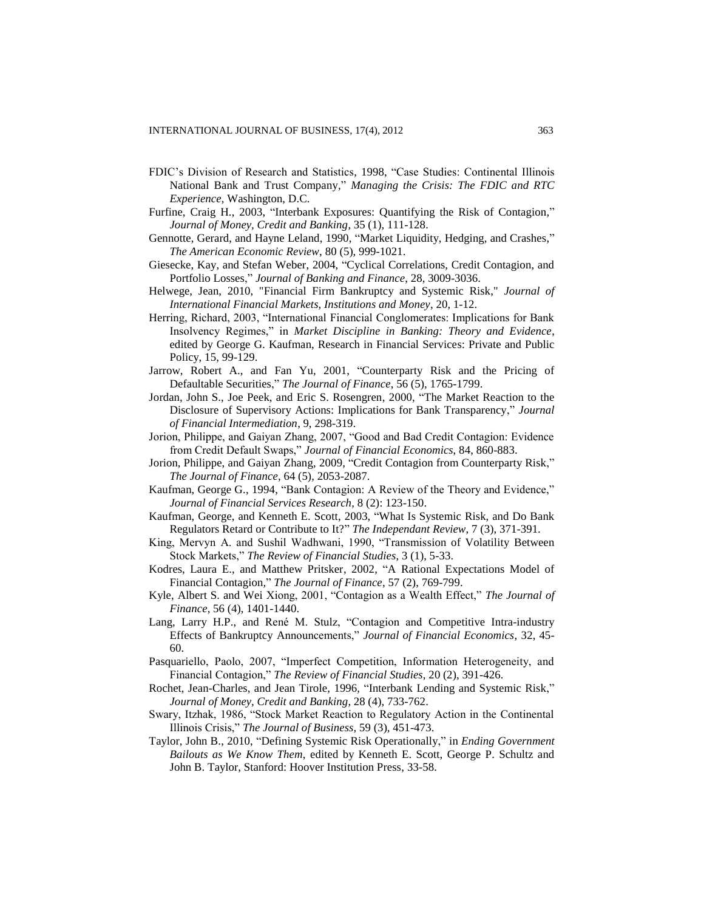FDIC's Division of Research and Statistics, 1998, "Case Studies: Continental Illinois National Bank and Trust Company," *Managing the Crisis: The FDIC and RTC Experience*, Washington, D.C.

Furfine, Craig H., 2003, "Interbank Exposures: Quantifying the Risk of Contagion," *Journal of Money, Credit and Banking*, 35 (1), 111-128.

Gennotte, Gerard, and Hayne Leland, 1990, "Market Liquidity, Hedging, and Crashes," *The American Economic Review*, 80 (5), 999-1021.

Giesecke, Kay, and Stefan Weber, 2004, "Cyclical Correlations, Credit Contagion, and Portfolio Losses," *Journal of Banking and Finance*, 28, 3009-3036.

Helwege, Jean, 2010, "Financial Firm Bankruptcy and Systemic Risk," *Journal of International Financial Markets, Institutions and Money*, 20, 1-12.

Herring, Richard, 2003, "International Financial Conglomerates: Implications for Bank Insolvency Regimes," in *Market Discipline in Banking: Theory and Evidence*, edited by George G. Kaufman, Research in Financial Services: Private and Public Policy, 15, 99-129.

Jarrow, Robert A., and Fan Yu, 2001, "Counterparty Risk and the Pricing of Defaultable Securities," *The Journal of Finance*, 56 (5), 1765-1799.

Jordan, John S., Joe Peek, and Eric S. Rosengren, 2000, "The Market Reaction to the Disclosure of Supervisory Actions: Implications for Bank Transparency," *Journal of Financial Intermediation*, 9, 298-319.

Jorion, Philippe, and Gaiyan Zhang, 2007, "Good and Bad Credit Contagion: Evidence from Credit Default Swaps," *Journal of Financial Economics*, 84, 860-883.

Jorion, Philippe, and Gaiyan Zhang, 2009, "Credit Contagion from Counterparty Risk," *The Journal of Finance*, 64 (5), 2053-2087.

Kaufman, George G., 1994, "Bank Contagion: A Review of the Theory and Evidence," *Journal of Financial Services Research*, 8 (2): 123-150.

Kaufman, George, and Kenneth E. Scott, 2003, "What Is Systemic Risk, and Do Bank Regulators Retard or Contribute to It?" *The Independant Review*, 7 (3), 371-391.

King, Mervyn A. and Sushil Wadhwani, 1990, "Transmission of Volatility Between Stock Markets," *The Review of Financial Studies*, 3 (1), 5-33.

Kodres, Laura E., and Matthew Pritsker, 2002, "A Rational Expectations Model of Financial Contagion," *The Journal of Finance*, 57 (2), 769-799.

Kyle, Albert S. and Wei Xiong, 2001, "Contagion as a Wealth Effect," *The Journal of Finance*, 56 (4), 1401-1440.

Lang, Larry H.P., and René M. Stulz, "Contagion and Competitive Intra-industry Effects of Bankruptcy Announcements," *Journal of Financial Economics*, 32, 45-60.

Pasquariello, Paolo, 2007, "Imperfect Competition, Information Heterogeneity, and Financial Contagion," *The Review of Financial Studies*, 20 (2), 391-426.

Rochet, Jean-Charles, and Jean Tirole, 1996, "Interbank Lending and Systemic Risk," *Journal of Money, Credit and Banking*, 28 (4), 733-762.

Swary, Itzhak, 1986, "Stock Market Reaction to Regulatory Action in the Continental Illinois Crisis," *The Journal of Business*, 59 (3), 451-473.

Taylor, John B., 2010, "Defining Systemic Risk Operationally," in *Ending Government Bailouts as We Know Them*, edited by Kenneth E. Scott, George P. Schultz and John B. Taylor, Stanford: Hoover Institution Press, 33-58.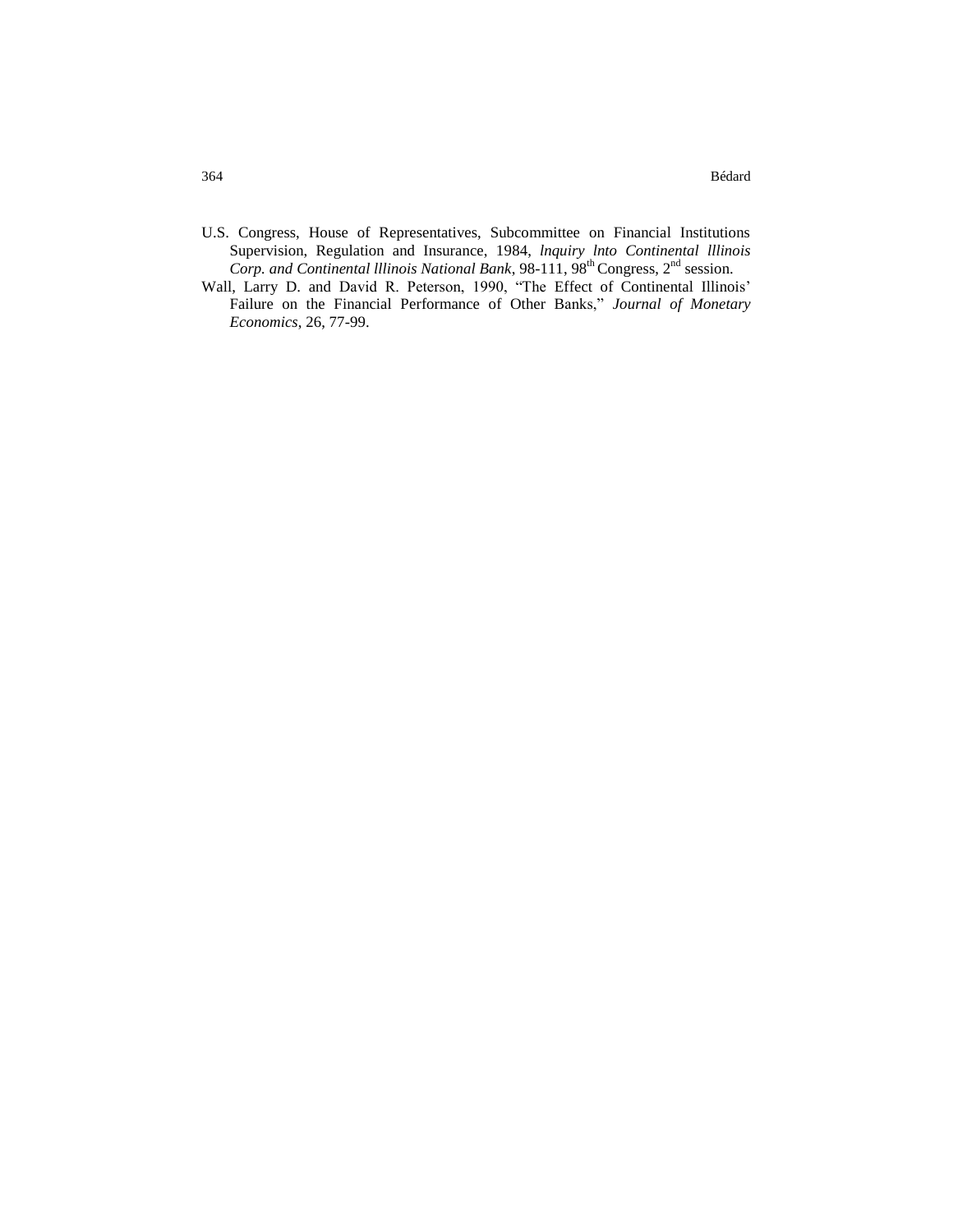U.S. Congress, House of Representatives, Subcommittee on Financial Institutions Supervision, Regulation and Insurance, 1984, *lnquiry lnto Continental lllinois Corp. and Continental lllinois National Bank*, 98-111, 98th Congress, 2nd session.

Wall, Larry D. and David R. Peterson, 1990, "The Effect of Continental Illinois' Failure on the Financial Performance of Other Banks," *Journal of Monetary Economics*, 26, 77-99.